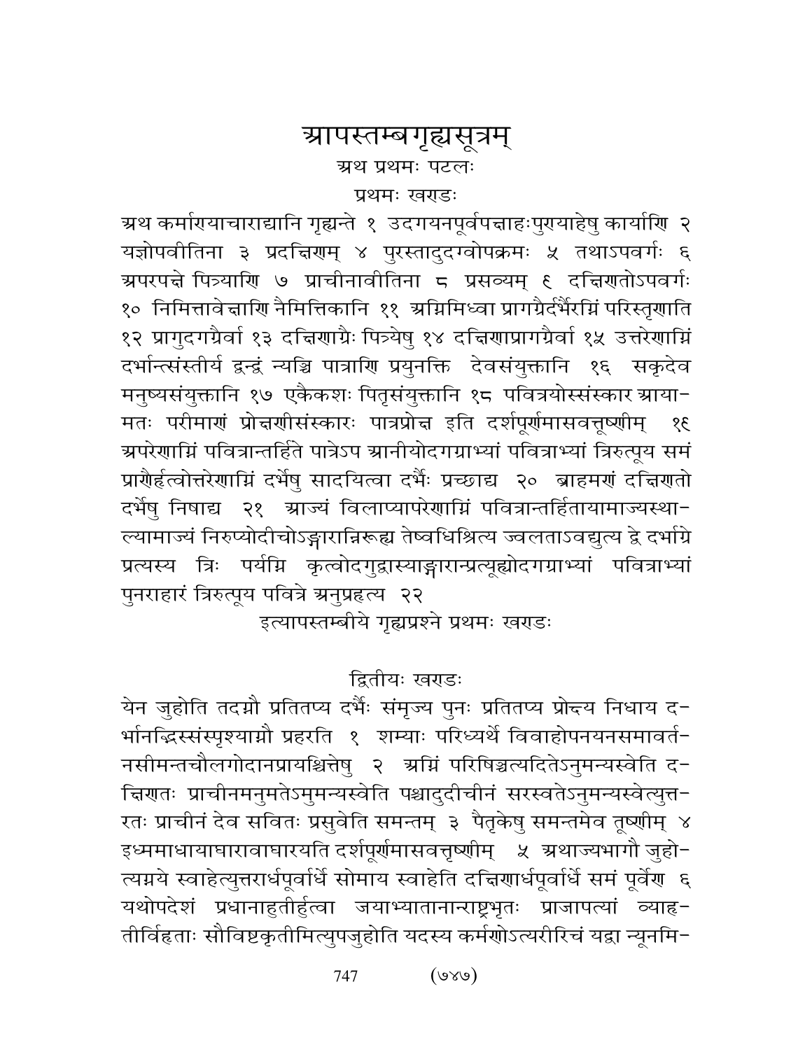# आपस्तम्बगृह्यसूत्रम्

अथ प्रथमः पटलः

## प्रथमः खण्डः

अथ कर्माण्याचाराद्यानि गृह्यन्ते १ उदगयनपूर्वपक्षाहःपुण्याहेषु कार्याणि २ यज्ञोपवीतिना ३ प्रदक्षिणम् ४ पुरस्तादुदग्वोपक्रमः ५ तथाऽपवर्गः ६ अपरपक्षे पित्र्याणि ७ प्राचीनावीतिना ८ प्रसव्यम् ९ दक्षिणतोऽपवर्गः १० निमित्तावेक्षाणि नैमित्तिकानि ११ अग्निमिध्वा प्रागग्रैर्दर्भैरग्निं परिस्तृणाति १२ प्रागुदगग्रैर्वा १३ दक्षिणाग्रैः पित्र्येषु १४ दक्षिणाप्रागग्रैर्वा १५ उत्तरेणाग्निं दर्भान्त्संस्तीर्य द्वन्द्वं न्यञ्चि पात्राणि प्रयुनक्ति देवसंयुक्तानि १६ सकृदेव मनुष्यसंयुक्तानि १७ एकैकशः पितृसंयुक्तानि १८ पवित्रयोस्संस्कार आयामतः परीमाणं प्रोक्षणीसंस्कारः पात्रप्रोक्ष इति दर्शपूर्णमासवत्तूष्णीम् १९ अपरेणाग्निं पवित्रान्तर्हिते पात्रेऽप आनीयोदगग्राभ्यां पवित्राभ्यां त्रिरुत्पूय समं प्राणैर्हृत्वोत्तरेणाग्निं दर्भेषु सादयित्वा दर्भैः प्रच्छाद्य २० ब्राहमणं दक्षिणतो दर्भेषु निषाद्य २१ आज्यं विलाप्यापरेणाग्निं पवित्रान्तर्हितायामाज्यस्थाल्यामाज्यं निरुप्योदीचोऽङ्गारान्निरूह्य तेष्वधिश्रित्य ज्वलताऽवद्युत्य द्वे दर्भाग्रे प्रत्यस्य त्रिः पर्यग्नि कृत्वोदगुद्वास्याङ्गारान्प्रत्यूह्योदगग्राभ्यां पवित्राभ्यां पुनराहारं त्रिरुत्पूय पवित्रे अनुप्रहृत्य २२

इत्यापस्तम्बीये गृह्यप्रश्ने प्रथमः खण्डः

## द्वितीयः खण्डः

येन जुहोति तदग्नौ प्रतितप्य दर्भैः संमृज्य पुनः प्रतितप्य प्रोक्ष्य निधाय दर्भानद्भिस्संस्पृश्याग्नौ प्रहरति १ शम्याः परिध्यर्थे विवाहोपनयनसमावर्तनसीमन्तचौलगोदानप्रायश्चित्तेषु २ अग्निं परिषिञ्चत्यदितेऽनुमन्यस्वेति दक्षिणतः प्राचीनमनुमतेऽमुमन्यस्वेति पश्चादुदीचीनं सरस्वतेऽनुमन्यस्वेत्युत्तरतः प्राचीनं देव सवितः प्रसुवेति समन्तम् ३ पैतृकेषु समन्तमेव तूष्णीम् ४ इध्ममाधायाघारावाघारयति दर्शपूर्णमासवत्तूष्णीम् ५ अथाज्यभागौ जुहोत्यग्नये स्वाहेत्युत्तरार्धपूर्वार्धे सोमाय स्वाहेति दक्षिणार्धपूर्वार्धे समं पूर्वेण ६ यथोपदेशं प्रधानाहुतीर्हुत्वा जयाभ्यातानान्राष्ट्रभृतः प्राजापत्यां व्याहृतीर्विहृताः सौविष्टकृतीमित्युपजुहोति यदस्य कर्मणोऽत्यरीरिचं यद्वा न्यूनमि-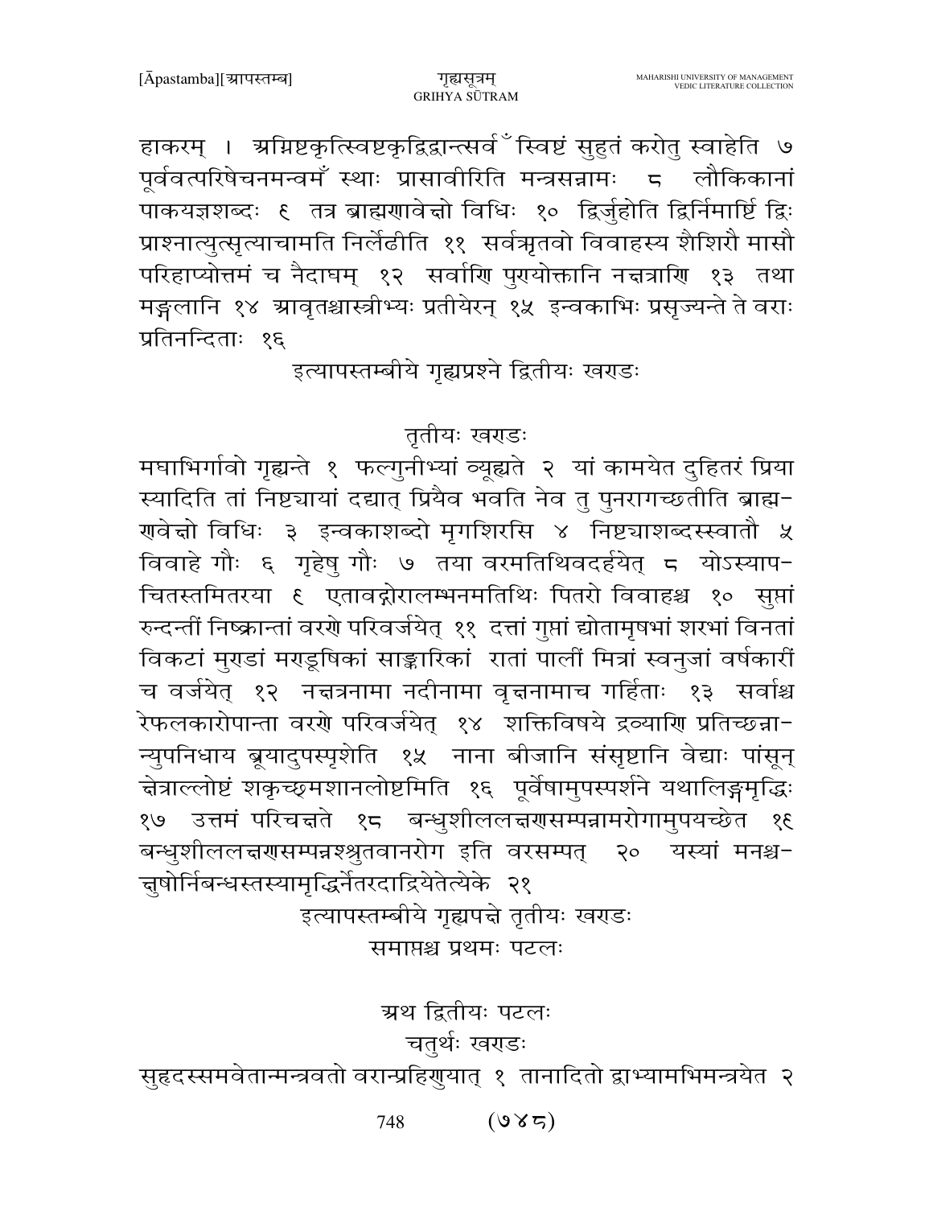हाकरम् । अग्निष्टकृत्स्विष्टकृद्विद्वान्त्सर्वँ स्विष्टं सुहुतं करोतु स्वाहेति ७ पूर्ववत्परिषेचनमन्वमँ स्थाः प्रासावीरिति मन्त्रसन्नामः ८ लौकिकानां पाकयज्ञशब्दः ९ तत्र ब्राह्मणावेक्षो विधिः १० द्विर्जुहोति द्विर्निमार्ष्टि द्विः प्राश्नात्युत्सृत्याचामति निर्लेढीति ११ सर्वऋतवो विवाहस्य शैशिरौ मासौ परिहाप्योत्तमं च नैदाघम् १२ सर्वाणि पुण्योक्तानि नक्षत्राणि १३ तथा मङ्गलानि १४ आवृतश्चास्त्रीभ्यः प्रतीयेरन् १५ इन्वकाभिः प्रसृज्यन्ते ते वराः प्रतिनन्दिताः १६

इत्यापस्तम्बीये गृह्यप्रश्ने द्वितीयः खण्डः

## तृतीयः खण्डः

मघाभिर्गावो गृह्यन्ते १ फल्गुनीभ्यां व्यूह्यते २ यां कामयेत दुहितरं प्रिया स्यादिति तां निष्ट्यायां दद्यात् प्रियैव भवति नेव तु पुनरागच्छतीति ब्राह्मणावेक्षो विधिः ३ इन्वकाशब्दो मृगशिरसि ४ निष्ट्याशब्दस्स्वातौ ५ विवाहे गौः ६ गृहेषु गौः ७ तया वरमतिथिवदर्हयेत् ८ योऽस्यापचितस्तमितरया ९ एतावद्गोरालम्भनमतिथिः पितरो विवाहश्च १० सुप्तां रुन्दन्तीं निष्क्रान्तां वरणे परिवर्जयेत् ११ दत्तां गुप्तां द्योतामृषभां शरभां विनतां विकटां मुण्डां मण्डूषिकां साङ्कारिकां रातां पालीं मित्रां स्वनुजां वर्षकारीं च वर्जयेत् १२ नक्षत्रनामा नदीनामा वृक्षनामाच गर्हिताः १३ सर्वाश्च रेफलकारोपान्ता वरणे परिवर्जयेत् १४ शक्तिविषये द्रव्याणि प्रतिच्छन्नान्युपनिधाय ब्रूयादुपस्पृशेति १५ नाना बीजानि संसृष्टानि वेद्याः पांसून् क्षेत्राल्लोष्टं शकृच्छ्मशानलोष्टमिति १६ पूर्वेषामुपस्पर्शने यथालिङ्गमृद्धिः १७ उत्तमं परिचक्षते १८ बन्धुशीललक्षणसम्पन्नामरोगामुपयच्छेत १९ बन्धुशीललक्षणसम्पन्नश्श्रुतवानरोग इति वरसम्पत् २० यस्यां मनश्चक्षुषोर्निबन्धस्तस्यामृद्धिर्नेतरदाद्रियेतेत्येके २१

इत्यापस्तम्बीये गृह्यपक्षे तृतीयः खण्डः

समाप्तश्च प्रथमः पटलः

## अथ द्वितीयः पटलः

## चतुर्थः खण्डः

सुहृदस्समवेतान्मन्त्रवतो वरान्प्रहिणुयात् १ तानादितो द्वाभ्यामभिमन्त्रयेत २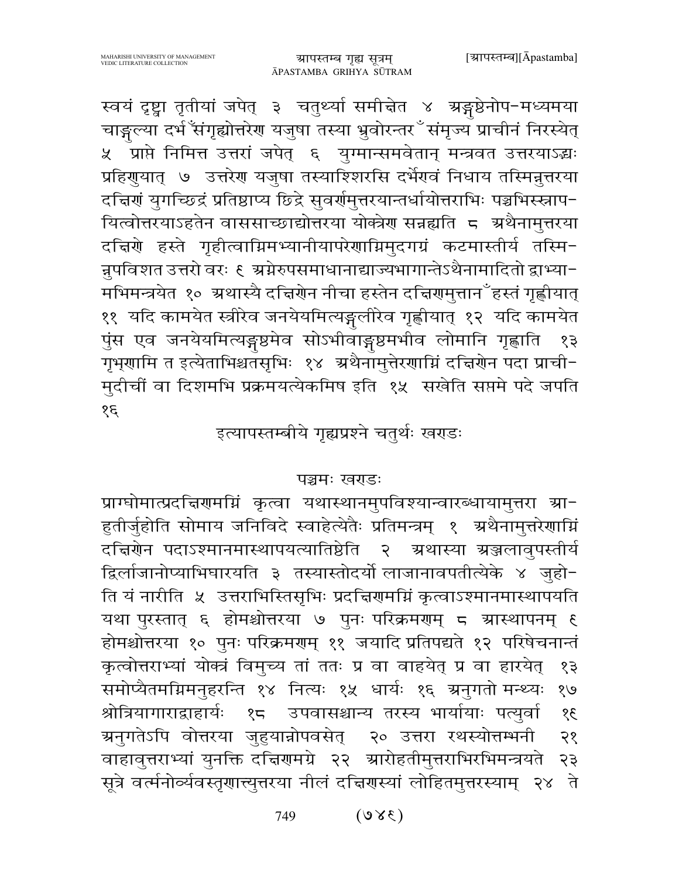स्वयं दृष्ट्वा तृतीयां जपेत् ३ चतुर्थ्या समीक्षेत ४ अङ्गुष्ठेनोप-मध्यमया चाङ्गुल्या दर्भ संगृह्योत्तरेण यजुषा तस्या भ्रुवोरन्तरं संमृज्य प्राचीनं निरस्येत् ५ प्राप्ते निमित्त उत्तरां जपेत् ६ युग्मान्समवेतान् मन्त्रवत उत्तरयाऽद्भिः प्रहिणुयात् ७ उत्तरेण यजुषा तस्याश्शिरसि दर्भेण्वं निधाय तस्मिन्नुत्तरया दक्षिणं युगच्छिद्रं प्रतिष्ठाप्य छिद्रे सुवर्णमुत्तरयान्तर्धायोत्तराभिः पञ्चभिस्स्नापयित्वोत्तरयाऽहतेन वाससाच्छाद्योत्तरया योक्त्रेण सन्नह्यति ८ अथैनामुत्तरया दक्षिणे हस्ते गृहीत्वाग्निमभ्यानीयापरेणाग्निमुदगग्रं कटमास्तीर्य तस्मिन्नुपविशत उत्तरो वरः ९ अग्नेरुपसमाधानाद्याज्यभागान्तेऽथैनामादितो द्वाभ्यामभिमन्त्रयेत १० अथास्यै दक्षिणेन नीचा हस्तेन दक्षिणमुत्तानं हस्तं गृह्णीयात् ११ यदि कामयेत स्त्रीरेव जनयेयमित्यङ्गुलीरेव गृह्णीयात् १२ यदि कामयेत पुंस एव जनयेयमित्यङ्गुष्ठमेव सोऽभीवाङ्गुष्ठमभीव लोमानि गृह्णाति १३ गृभ्णामि त इत्येताभिश्चतसृभिः १४ अथैनामुत्तेरणाग्निं दक्षिणेन पदा प्राचीमुदीचीं वा दिशमभि प्रक्रमयत्येकमिष इति १५ सखेति सप्तमे पदे जपति १६

इत्यापस्तम्बीये गृह्यप्रश्ने चतुर्थः खण्डः

## पञ्चमः खण्डः

प्राग्घोमात्प्रदक्षिणमग्निं कृत्वा यथास्थानमुपविश्यान्वारब्धायामुत्तरा आहुतीर्जुहोति सोमाय जनिविदे स्वाहेत्येतैः प्रतिमन्त्रम् १ अथैनामुत्तरेणाग्निं दक्षिणेन पदाऽश्मानमास्थापयत्यातिष्ठेति २ अथास्या अञ्जलावुपस्तीर्य द्विर्लाजानोप्याभिघारयति ३ तस्यास्तोदर्यो लाजानावपतीत्येके ४ जुहोति यं नारीति ५ उत्तराभिस्तिसृभिः प्रदक्षिणमग्निं कृत्वाऽश्मानमास्थापयति यथा पुरस्तात् ६ होमश्चोत्तरया ७ पुनः परिक्रमणम् ८ आस्थापनम् ९ होमश्चोत्तरया १० पुनः परिक्रमणम् ११ जयादि प्रतिपद्यते १२ परिषेचनान्तं कृत्वोत्तराभ्यां योक्त्रं विमुच्य तां ततः प्र वा वाहयेत् प्र वा हारयेत् १३ समोप्यैतमग्निमनुहरन्ति १४ नित्यः १५ धार्यः १६ अनुगतो मन्थ्यः १७ श्रोत्रियागाराद्वाहार्यः १८ उपवासश्चान्य तरस्य भार्यायाः पत्युर्वा १९ अनुगतेऽपि वोत्तरया जुहुयान्नोपवसेत् २० उत्तरा रथस्योत्तम्भनी २१ वाहावुत्तराभ्यां युनक्ति दक्षिणमग्रे २२ आरोहतीमुत्तराभिरभिमन्त्रयते २३ सूत्रे वर्त्मनोर्व्यवस्तृणात्युत्तरया नीलं दक्षिणस्यां लोहितमुत्तरस्याम् २४ ते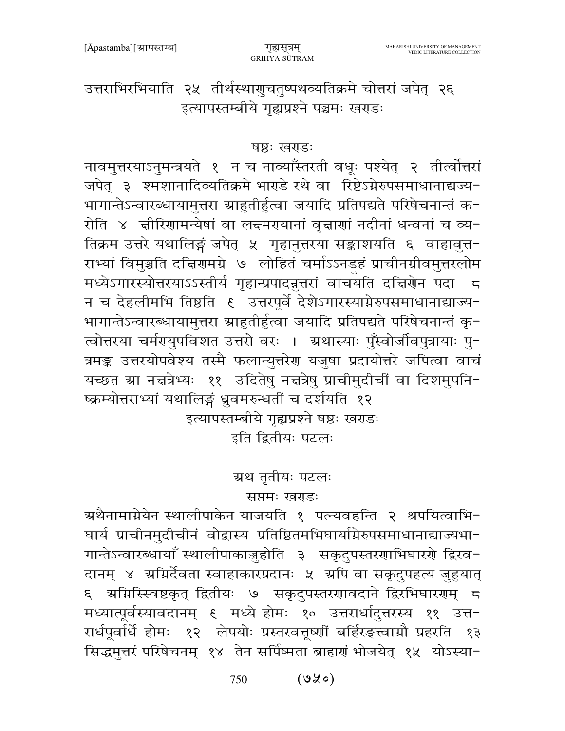उत्तराभिरभियाति २५ तीर्थस्थाणुचतुष्पथव्यतिक्रमे चोत्तरां जपेत् २६
इत्यापस्तम्बीये गृह्यप्रश्ने पञ्चमः खराडः

षष्ठः खराडः

नावमुत्तरयाऽनुमन्त्रयते १ न च नाव्याँस्तरती वधूः पश्येत् २ तीर्त्वोत्तरां जपेत् ३ श्मशानादिव्यतिक्रमे भाराडे रथे वा रिष्टेऽग्नेरुपसमाधानाद्यज्य-भागान्तेऽन्वारब्धायामुत्तरा आहुतीर्हुत्वा जयादि प्रतिपद्यते परिषेचनान्तं करोति ४ क्षीरिणामन्येषां वा लक्ष्मरायानां वृक्षाणां नदीनां धन्वनां च व्यतिक्रम उत्तरे यथालिङ्गं जपेत् ५ गृहानुत्तरया सङ्काशयति ६ वाहावुत्तराभ्यां विमुञ्चति दक्षिणमग्रे ७ लोहितं चर्माऽऽनडुहं प्राचीनग्रीवमुत्तरलोम मध्येऽगारस्योत्तरयाऽऽस्तीर्य गृहान्प्रपादन्नुत्तरां वाचयति दक्षिणेन पदा ८ न च देहलीमभि तिष्ठति ९ उत्तरपूर्वे देशेऽगारस्याग्नेरुपसमाधानाद्याज्य-भागान्तेऽन्वारब्धायामुत्तरा आहुतीर्हुत्वा जयादि प्रतिपद्यते परिषेचनान्तं कृत्वोत्तरया चर्मरायुपविशत उत्तरो वरः । अथास्याः पुँस्वोर्जीवपुत्रायाः पुत्रमङ्क उत्तरयोपवेश्य तस्मै फलान्युत्तरेण यजुषा प्रदायोत्तरे जपित्वा वाचं यच्छत आ नक्षत्रेभ्यः ११ उदितेषु नक्षत्रेषु प्राचीमुदीचीं वा दिशमुपनिष्क्रम्योत्तराभ्यां यथालिङ्गं ध्रुवमरुन्धतीं च दर्शयति १२
इत्यापस्तम्बीये गृह्यप्रश्ने षष्ठः खराडः
इति द्वितीयः पटलः

अथ तृतीयः पटलः

सप्तमः खराडः

अथैनामाग्नेयेन स्थालीपाकेन याजयति १ पत्न्यवहन्ति २ श्रपयित्वाभिघार्य प्राचीनमुदीचीनं वोद्वास्य प्रतिष्ठितमभिघार्याग्नेरुपसमाधानाद्याज्यभागान्तेऽन्वारब्धायाँ स्थालीपाकाज्जुहोति ३ सकृदुपस्तरणाभिघारणे द्विरवदानम् ४ अग्निर्देवता स्वाहाकारप्रदानः ५ अपि वा सकृदुपहत्य जुहुयात् ६ अग्निस्स्विष्टकृत् द्वितीयः ७ सकृदुपस्तरणावदाने द्विरभिघारणम् ८ मध्यात्पूर्वस्यावदानम् ९ मध्ये होमः १० उत्तरार्धादुत्तरस्य ११ उत्तरार्धपूर्वार्धे होमः १२ लेपयोः प्रस्तरवत्तूष्णीं बर्हिरङ्क्त्वाग्नौ प्रहरति १३ सिद्धमुत्तरं परिषेचनम् १४ तेन सर्पिष्मता ब्राह्मणं भोजयेत् १५ योऽस्या-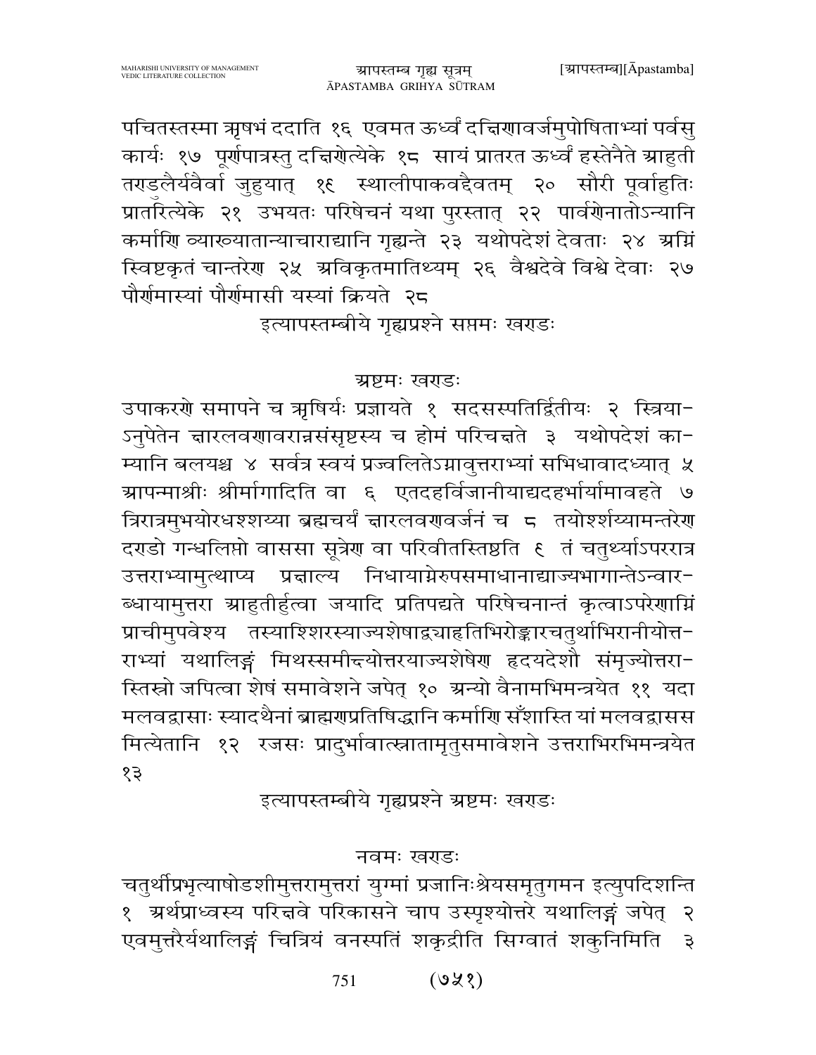पचितस्तस्मा ऋषभं ददाति १६ एवमत ऊर्ध्वं दक्षिणावर्जमुपोषिताभ्यां पर्वसु कार्यः १७ पूर्णपात्रस्तु दक्षिणेत्येके १८ सायं प्रातरत ऊर्ध्वं हस्तेनैते आहुती तण्डुलैर्यवैर्वा जुहुयात् १९ स्थालीपाकवद्दैवतम् २० सौरी पूर्वाहुतिः प्रातरित्येके २१ उभयतः परिषेचनं यथा पुरस्तात् २२ पार्वणेनातोऽन्यानि कर्माणि व्याख्यातान्याचाराद्यानि गृह्यन्ते २३ यथोपदेशं देवताः २४ अग्निं स्विष्टकृतं चान्तरेण २५ अविकृतमातिथ्यम् २६ वैश्वदेवे विश्वे देवाः २७ पौर्णमास्यां पौर्णमासी यस्यां क्रियते २८

इत्यापस्तम्बीये गृह्यप्रश्ने सप्तमः खण्डः

## अष्टमः खण्डः

उपाकरणे समापने च ऋषिर्यः प्रज्ञायते १ सदसस्पतिर्द्वितीयः २ स्त्रिया-ऽनुपेतेन क्षारलवणावरान्नसंसृष्टस्य च होमं परिचक्षते ३ यथोपदेशं का-म्यानि बलयश्च ४ सर्वत्र स्वयं प्रज्वलितेऽग्नावुत्तराभ्यां सभिधावादध्यात् ५ आपन्माश्रीः श्रीर्मागादिति वा ६ एतदहर्विजानीयाद्यदहर्भार्यामावहते ७ त्रिरात्रमुभयोरधश्शय्या ब्रह्मचर्यं क्षारलवणवर्जनं च ८ तयोश्शय्यामन्तरेण दण्डो गन्धलिप्तो वाससा सूत्रेण वा परिवीतस्तिष्ठति ९ तं चतुर्थ्याऽपररात्र उत्तराभ्यामुत्थाप्य प्रक्षाल्य निधायाग्नेरुपसमाधानाद्याज्यभागान्तेऽन्वार-ब्धायामुत्तरा आहुतीर्हुत्वा जयादि प्रतिपद्यते परिषेचनान्तं कृत्वाऽपरेणाग्निं प्राचीमुपवेश्य तस्याश्शिरस्याज्यशेषाद्व्याहृतिभिरोङ्कारचतुर्थाभिरानीयोत्त-राभ्यां यथालिङ्गं मिथस्समीक्ष्योत्तरयाज्यशेषेण हृदयदेशौ संमृज्योत्तरा-स्तिस्रो जपित्वा शेषं समावेशने जपेत् १० अन्यो वैनामभिमन्त्रयेत ११ यदा मलवद्वासाः स्यादथैनां ब्राह्मणप्रतिषिद्धानि कर्माणि सँशास्ति यां मलवद्वासस मित्येतानि १२ रजसः प्रादुर्भावात्स्नातामृतुसमावेशने उत्तराभिरभिमन्त्रयेत १३

इत्यापस्तम्बीये गृह्यप्रश्ने अष्टमः खण्डः

## नवमः खण्डः

चतुर्थीप्रभृत्याषोडशीमुत्तरामुत्तरां युग्मां प्रजानिःश्रेयसमृतुगमन इत्युपदिशन्ति १ अर्थप्राध्वस्य परिक्षवे परिकासने चाप उस्पृश्योत्तरे यथालिङ्गं जपेत् २ एवमुत्तरैर्यथालिङ्गं चित्रियं वनस्पतिं शकृद्रीति सिग्वातं शकुनिमिति ३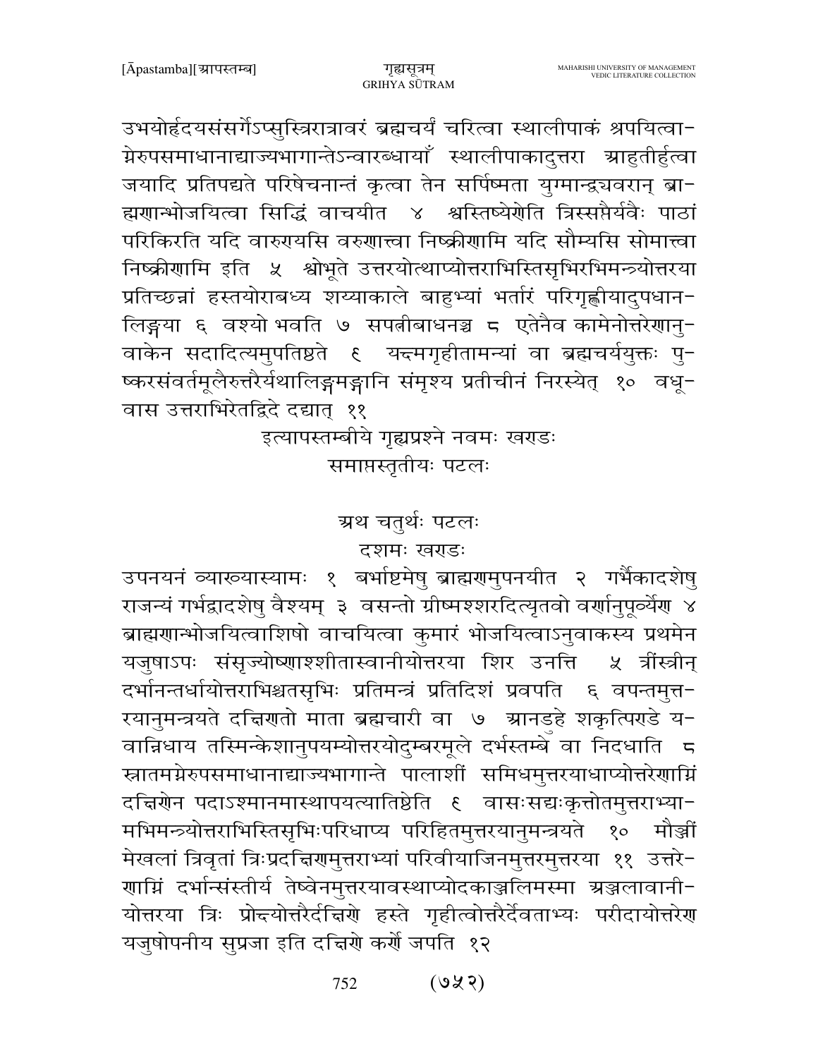उभयोर्हृदयसंसर्गेऽप्सुस्त्रिरात्रावरं ब्रह्मचर्यं चरित्वा स्थालीपाकं श्रपयित्वाग्नेरुपसमाधानाद्याज्यभागान्तेऽन्वारब्धायाँ स्थालीपाकादुत्तरा आहुतीर्हुत्वा जयादि प्रतिपद्यते परिषेचनान्तं कृत्वा तेन सर्पिष्मता युग्मान्द्व्यवरान् ब्राह्मणान्भोजयित्वा सिद्धिं वाचयीत ४ श्वस्तिष्येणेति त्रिस्सप्तैर्यवैः पाठां परिकिरति यदि वारुणयसि वरुणात्त्वा निष्क्रीणामि यदि सौम्यसि सोमात्त्वा निष्क्रीणामि इति ५ श्वोभूते उत्तरयोत्थाप्योत्तराभिस्तिसृभिरभिमन्त्र्योत्तरया प्रतिच्छन्नां हस्तयोराबध्य शय्याकाले बाहुभ्यां भर्तारं परिगृह्णीयादुपधानलिङ्गया ६ वश्यो भवति ७ सपत्नीबाधनञ्च ८ एतेनैव कामेनोत्तरेणानुवाकेन सदादित्यमुपतिष्ठते ९ यन्मगृहीतामन्यां वा ब्रह्मचर्ययुक्तः पुष्करसंवर्तमूलैरुत्तरैर्यथालिङ्गमङ्गानि संमृश्य प्रतीचीनं निरस्येत् १० वधूवास उत्तराभिरेतद्विदे दद्यात् ११

इत्यापस्तम्बीये गृह्यप्रश्ने नवमः खण्डः

समाप्तस्तृतीयः पटलः

## अथ चतुर्थः पटलः

### दशमः खण्डः

उपनयनं व्याख्यास्यामः १ बर्भाष्टमेषु ब्राह्मणमुपनयीत २ गर्भैकादशेषु राजन्यं गर्भद्वादशेषु वैश्यम् ३ वसन्तो ग्रीष्मश्शरदित्यृतवो वर्णानुपूर्व्येण ४ ब्राह्मणान्भोजयित्वाशिषो वाचयित्वा कुमारं भोजयित्वाऽनुवाकस्य प्रथमेन यजुषाऽपः संसृज्योष्णाश्शीतास्वानीयोत्तरया शिर उनत्ति ५ त्रींस्त्रीन् दर्भानन्तर्धायोत्तराभिश्चतसृभिः प्रतिमन्त्रं प्रतिदिशं प्रवपति ६ वपन्तमुत्तरयानुमन्त्रयते दक्षिणतो माता ब्रह्मचारी वा ७ आनडुहे शकृत्पिण्डे यवान्निधाय तस्मिन्केशानुपयम्योत्तरयोदुम्बरमूले दर्भस्तम्बे वा निदधाति ८ स्नातमग्नेरुपसमाधानाद्याज्यभागान्ते पालाशीं समिधमुत्तरयाधाप्योत्तरेणाग्निं दक्षिणेन पदाऽश्मानमास्थापयत्यातिष्ठेति ९ वासः सद्यःकृत्तोतमुत्तराभ्यामभिमन्त्र्योत्तराभिस्तिसृभिःपरिधाप्य परिहितमुत्तरयानुमन्त्रयते १० मौञ्जीं मेखलां त्रिवृतां त्रिःप्रदक्षिणमुत्तराभ्यां परिवीयाजिनमुत्तरमुत्तरया ११ उत्तरेणाग्निं दर्भान्संस्तीर्य तेष्वेनमुत्तरयावस्थाप्योदकाञ्जलिमस्मा अञ्जलावानीयोत्तरया त्रिः प्रोक्ष्योत्तरैर्दक्षिणे हस्ते गृहीत्वोत्तरैर्देवताभ्यः परीदायोत्तरेण यजुषोपनीय सुप्रजा इति दक्षिणे कर्णे जपति १२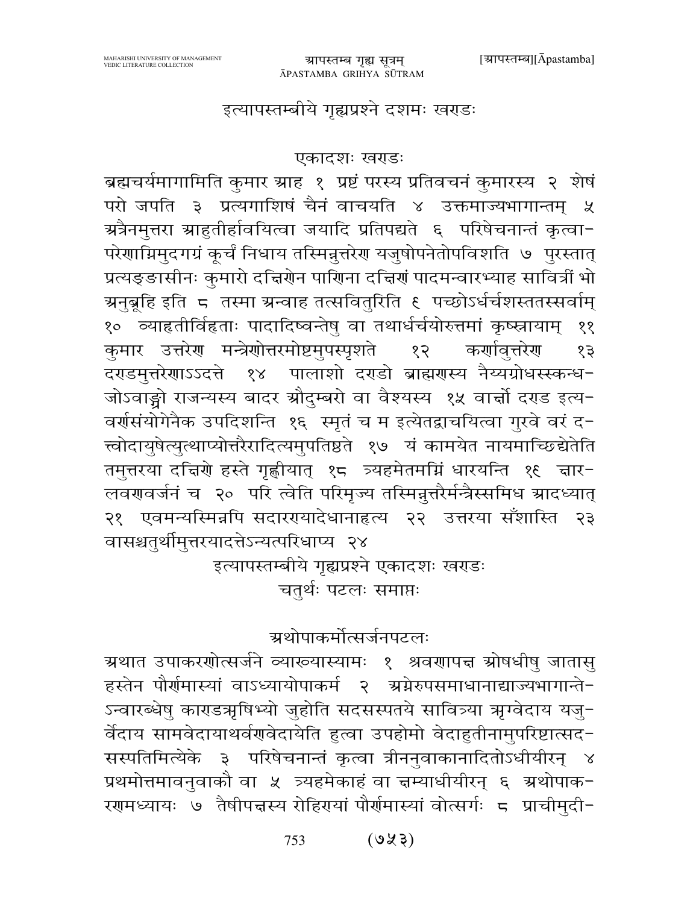इत्यापस्तम्बीये गृह्यप्रश्ने दशमः खण्डः

## एकादशः खण्डः

ब्रह्मचर्यमागामिति कुमार आह १ प्रष्टं परस्य प्रतिवचनं कुमारस्य २ शेषं परो जपति ३ प्रत्यगाशिषं चैनं वाचयति ४ उक्तमाज्यभागान्तम् ५ अत्रैनमुत्तरा आहुतीर्हावयित्वा जयादि प्रतिपद्यते ६ परिषेचनान्तं कृत्वा-परेणाग्निमुदगग्रं कूर्चं निधाय तस्मिन्नुत्तरेण यजुषोपनेतोपविशति ७ पुरस्तात् प्रत्यङ्ङासीनः कुमारो दक्षिणेन पाणिना दक्षिणं पादमन्वारभ्याह सावित्रीं भो अनुब्रूहि इति ८ तस्मा अन्वाह तत्सवितुरिति ९ पच्छोऽर्धर्चशस्ततस्सर्वाम् १० व्याहृतीर्विहृताः पादादिष्वन्तेषु वा तथार्धर्चयोरुत्तमां कृष्णायाम् ११ कुमार उत्तरेण मन्त्रेणोत्तरमोष्टमुपस्पृशते १२ कर्णावुत्तरेण १३ दण्डमुत्तरेणाऽऽदत्ते १४ पालाशो दण्डो ब्राह्मणस्य नैय्यग्रोधस्स्कन्ध-जोऽवाङ्ग्रो राजन्यस्य बादर औदुम्बरो वा वैश्यस्य १५ वार्क्षो दण्ड इत्य-वर्णसंयोगेनैक उपदिशन्ति १६ स्मृतं च म इत्येतद्वाचयित्वा गुरवे वरं द-त्त्वोदायुषेत्युत्थाप्योत्तरैरादित्यमुपतिष्ठते १७ यं कामयेत नायमाच्छिद्येतेति तमुत्तरया दक्षिणे हस्ते गृह्णीयात् १८ त्र्यहमेतमग्निं धारयन्ति १९ क्षार-लवणवर्जनं च २० परि त्वेति परिमृज्य तस्मिन्नुत्तरैर्मन्त्रैस्समिध आदध्यात् २१ एवमन्यस्मिन्नपि सदारण्यादेधानाहृत्य २२ उत्तरया सँशास्ति २३ वासश्चतुर्थीमुत्तरयादत्तेऽन्यत्परिधाप्य २४

इत्यापस्तम्बीये गृह्यप्रश्ने एकादशः खण्डः

चतुर्थः पटलः समाप्तः

## अथोपाकर्मोत्सर्जनपटलः

अथात उपाकरणोत्सर्जने व्याख्यास्यामः १ श्रवणापक्ष ओषधीषु जातासु हस्तेन पौर्णमास्यां वाऽध्यायोपाकर्म २ अग्नेरुपसमाधानाद्याज्यभागान्ते-ऽन्वारब्धेषु काण्डऋषिभ्यो जुहोति सदसस्पतये सावित्र्या ऋग्वेदाय यजु-र्वेदाय सामवेदायाथर्वणवेदायेति हुत्वा उपहोमो वेदाहुतीनामुपरिष्टात्सद-सस्पतिमित्येके ३ परिषेचनान्तं कृत्वा त्रीननुवाकानादितोऽधीयीरन् ४ प्रथमोत्तमावनुवाकौ वा ५ त्र्यहमेकाहं वा क्षम्याधीयीरन् ६ अथोपाक-रणमध्यायः ७ तैषीपक्षस्य रोहिण्यां पौर्णमास्यां वोत्सर्गः ८ प्राचीमुदी-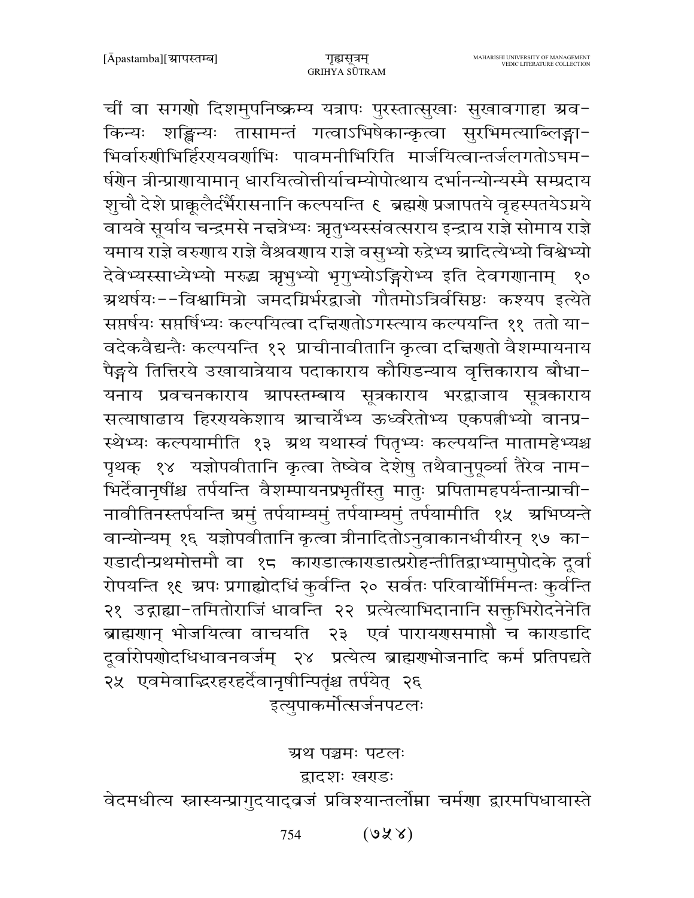चीं वा सगणो दिशमुपनिष्क्रम्य यत्रापः पुरस्तात्सुखाः सुखावगाहा अव-किन्यः शङ्खिन्यः तासामन्तं गत्वाऽभिषेकान्कृत्वा सुरभिमत्याब्लिङ्गा-भिर्वारुणीभिर्हिरण्यवर्णाभिः पावमनीभिरिति मार्जयित्वान्तर्जलगतोऽघम-र्षणेन त्रीन्प्राणायामान् धारयित्वोत्तीर्याचम्योपोत्थाय दर्भानन्योन्यस्मै सम्प्रदाय शुचौ देशे प्राक्कूलैर्दर्भैरासनानि कल्पयन्ति ९ ब्रह्मणे प्रजापतये वृहस्पतयेऽग्नये वायवे सूर्याय चन्द्रमसे नक्षत्रेभ्यः ऋतुभ्यस्संवत्सराय इन्द्राय राज्ञे सोमाय राज्ञे यमाय राज्ञे वरुणाय राज्ञे वैश्रवणाय राज्ञे वसुभ्यो रुद्रेभ्य आदित्येभ्यो विश्वेभ्यो देवेभ्यस्साध्येभ्यो मरुद्भ्य ऋभुभ्यो भृगुभ्योऽङ्गिरोभ्य इति देवगणानाम् १० अथर्षयः--विश्वामित्रो जमदग्निर्भरद्वाजो गौतमोऽत्रिर्वसिष्ठः कश्यप इत्येते सप्तर्षयः सप्तर्षिभ्यः कल्पयित्वा दक्षिणतोऽगस्त्याय कल्पयन्ति ११ ततो या-वदेकवैद्यन्तैः कल्पयन्ति १२ प्राचीनावीतानि कृत्वा दक्षिणतो वैशम्पायनाय पैङ्गये तित्तिरये उखायात्रेयाय पदाकाराय कौण्डिन्याय वृत्तिकाराय बौधा-यनाय प्रवचनकाराय आपस्तम्बाय सूत्रकाराय भरद्वाजाय सूत्रकाराय सत्याषाढाय हिरण्यकेशाय आचार्येभ्य ऊर्ध्वरेतोभ्य एकपत्नीभ्यो वानप्र-स्थेभ्यः कल्पयामीति १३ अथ यथास्वं पितृभ्यः कल्पयन्ति मातामहेभ्यश्च पृथक् १४ यज्ञोपवीतानि कृत्वा तेष्वेव देशेषु तथैवानुपूर्व्या तैरेव नाम-भिर्देवानृषींश्च तर्पयन्ति वैशम्पायनप्रभृतींस्तु मातुः प्रपितामहपर्यन्तान्प्राची-नावीतिनस्तर्पयन्ति अमुं तर्पयाम्यमुं तर्पयाम्यमुं तर्पयामीति १५ अभिप्यन्ते वान्योन्यम् १६ यज्ञोपवीतानि कृत्वा त्रीनादितोऽनुवाकानधीयीरन् १७ का-ण्डादीन्प्रथमोत्तमौ वा १८ काण्डात्काण्डात्प्ररोहन्तीतिद्वाभ्यामुपोदके दूर्वा रोपयन्ति १९ अपः प्रगाह्योदधिं कुर्वन्ति २० सर्वतः परिवार्योर्मिमन्तः कुर्वन्ति २१ उद्गाह्या-तमितोराजिं धावन्ति २२ प्रत्येत्याभिदानानि सक्तुभिरोदनेनेति ब्राह्मणान् भोजयित्वा वाचयति २३ एवं पारायणसमाप्तौ च काण्डादि दूर्वारोपणोदधिधावनवर्जम् २४ प्रत्येत्य ब्राह्मणभोजनादि कर्म प्रतिपद्यते २५ एवमेवाद्भिरहरहर्देवानृषीन्पितृंश्च तर्पयेत् २६

इत्युपाकर्मोत्सर्जनपटलः

## अथ पञ्चमः पटलः

### द्वादशः खण्डः

वेदमधीत्य स्नास्यन्प्रागुदयाद्व्रजं प्रविश्यान्तर्लोम्ना चर्मणा द्वारमपिधायास्ते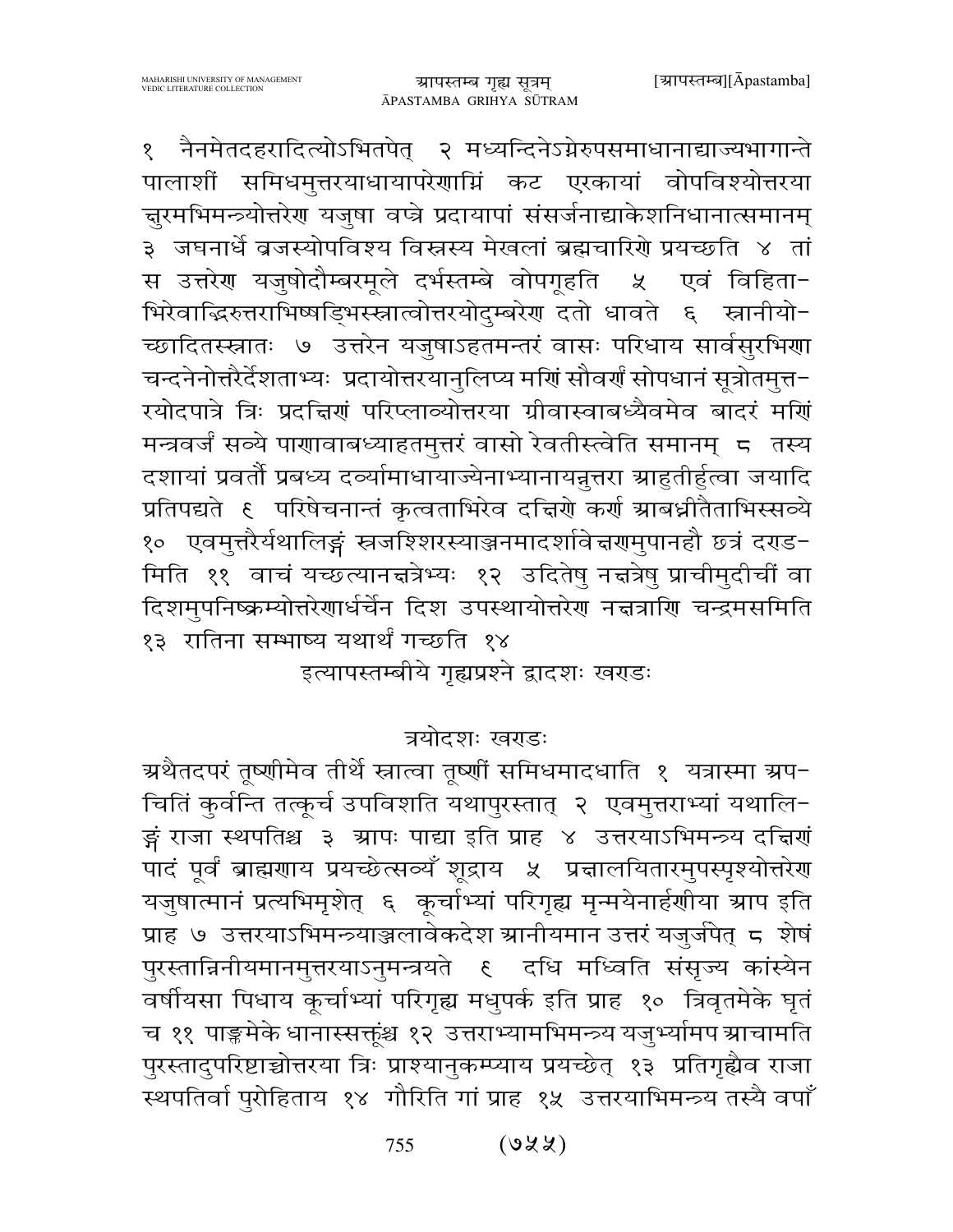१ नैनमेतदहरादित्योऽभितपेत् २ मध्यन्दिनेऽग्नेरुपसमाधानाद्याज्यभागान्ते पालाशीं समिधमुत्तरयाधायापरेणाग्निं कट एरकायां वोपविश्योत्तरया क्षुरमभिमन्त्र्योत्तरेण यजुषा वप्त्रे प्रदायापां संसर्जनाद्याकेशनिधानात्समानम् ३ जघनार्धे व्रजस्योपविश्य विस्रस्य मेखलां ब्रह्मचारिणे प्रयच्छति ४ तां स उत्तरेण यजुषोदौम्बरमूले दर्भस्तम्बे वोपगूहति ५ एवं विहिताभिरेवाद्भिरुत्तराभिषड्भिस्स्नात्वोत्तरयोदुम्बरेण दतो धावते ६ स्नानीयोच्छादितस्स्नातः ७ उत्तरेन यजुषाऽहतमन्तरं वासः परिधाय सार्वसुरभिणा चन्दनेनोत्तरैर्देशताभ्यः प्रदायोत्तरयानुलिप्य मणिं सौवर्णं सोपधानं सूत्रोतमुत्तरयोदपात्रे त्रिः प्रदक्षिणं परिप्लाव्योत्तरया ग्रीवास्वाबध्यैवमेव बादरं मणिं मन्त्रवर्जं सव्ये पाणावाबध्याहतमुत्तरं वासो रेवतीस्त्वेति समानम् ८ तस्य दशायां प्रवर्तौ प्रबध्य दर्व्यामाधायाज्येनाभ्यानायन्नुत्तरा आहुतीर्हुत्वा जयादि प्रतिपद्यते ९ परिषेचनान्तं कृत्वताभिरेव दक्षिणे कर्ण आबध्नीतैताभिस्सव्ये १० एवमुत्तरैर्यथालिङ्गं स्रजश्शिरस्याञ्जनमादर्शावेक्षणमुपानहौ छत्रं दण्डमिति ११ वाचं यच्छत्यानक्षत्रेभ्यः १२ उदितेषु नक्षत्रेषु प्राचीमुदीचीं वा दिशमुपनिष्क्रम्योत्तरेणार्धर्चेन दिश उपस्थायोत्तरेण नक्षत्राणि चन्द्रमसमिति १३ रातिना सम्भाष्य यथार्थं गच्छति १४

इत्यापस्तम्बीये गृह्यप्रश्ने द्वादशः खण्डः

## त्रयोदशः खण्डः

अथैतदपरं तूष्णीमेव तीर्थे स्नात्वा तूष्णीं समिधमादधाति १ यत्रास्मा अपचितिं कुर्वन्ति तत्कूर्च उपविशति यथापुरस्तात् २ एवमुत्तराभ्यां यथालिङ्गं राजा स्थपतिश्च ३ आपः पाद्या इति प्राह ४ उत्तरयाऽभिमन्त्र्य दक्षिणं पादं पूर्वं ब्राह्मणाय प्रयच्छेत्सव्यँ शूद्राय ५ प्रक्षालयितारमुपस्पृश्योत्तरेण यजुषात्मानं प्रत्यभिमृशेत् ६ कूर्चाभ्यां परिगृह्य मृन्मयेनार्हणीया आप इति प्राह ७ उत्तरयाऽभिमन्त्र्याञ्जलावेकदेश आनीयमान उत्तरं यजुर्जपेत् ८ शेषं पुरस्तान्निनीयमानमुत्तरयाऽनुमन्त्रयते ९ दधि मध्विति संसृज्य कांस्येन वर्षीयसा पिधाय कूर्चाभ्यां परिगृह्य मधुपर्क इति प्राह १० त्रिवृतमेके घृतं च ११ पाङ्क्तमेके धानास्सक्तूंश्च १२ उत्तराभ्यामभिमन्त्र्य यजुर्भ्यामप आचामति पुरस्तादुपरिष्टाच्चोत्तरया त्रिः प्राश्यानुकम्प्याय प्रयच्छेत् १३ प्रतिगृह्यैव राजा स्थपतिर्वा पुरोहिताय १४ गौरिति गां प्राह १५ उत्तरयाभिमन्त्र्य तस्यै वपाँ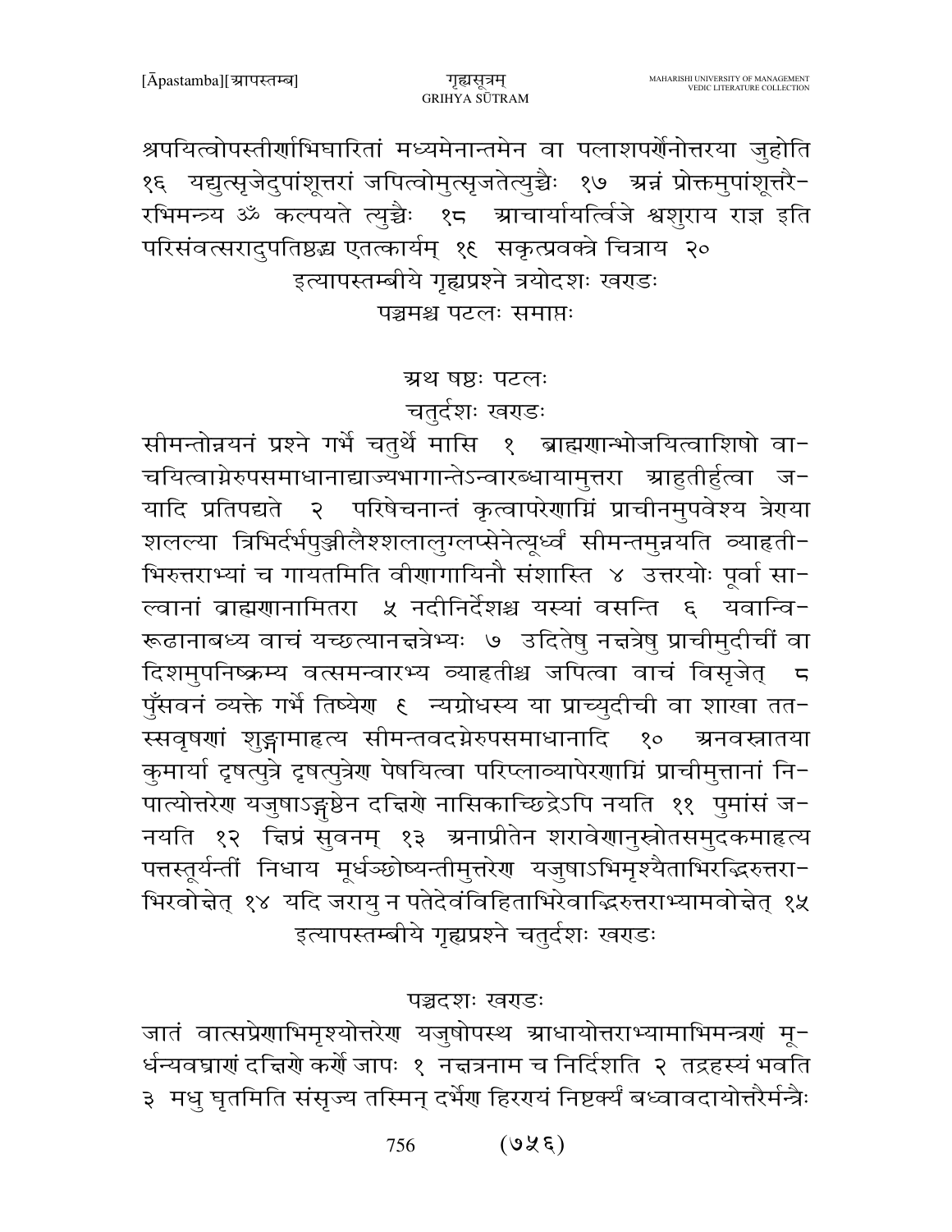श्रपयित्वोपस्तीर्णाभिघारितां मध्यमेनान्तमेन वा पलाशपर्णेनोत्तरया जुहोति १६ यद्युत्सृजेदुपांशूत्तरां जपित्वोमुत्सृजतेत्युच्चैः १७ अन्नं प्रोक्तमुपांशूत्तरैरभिमन्त्र्य ॐ कल्पयते त्युच्चैः १८ आचार्यायर्त्विजे श्वशुराय राज्ञ इति परिसंवत्सरादुपतिष्ठद्भ्य एतत्कार्यम् १९ सकृत्प्रवक्त्रे चित्राय २०

इत्यापस्तम्बीये गृह्यप्रश्ने त्रयोदशः खण्डः

पञ्चमश्च पटलः समाप्तः

अथ षष्ठः पटलः

चतुर्दशः खण्डः

सीमन्तोन्नयनं प्रश्ने गर्भे चतुर्थे मासि १ ब्राह्मणान्भोजयित्वाशिषो वाचयित्वाग्नेरुपसमाधानाद्याज्यभागान्तेऽन्वारब्धायामुत्तरा आहुतीर्हुत्वा जयादि प्रतिपद्यते २ परिषेचनान्तं कृत्वापरेणाग्निं प्राचीनमुपवेश्य त्रेण्या शलल्या त्रिभिर्दर्भपुञ्जीलैश्शलालुग्लप्सेनेत्यूर्ध्वं सीमन्तमुन्नयति व्याहृतीभिरुत्तराभ्यां च गायतमिति वीणागायिनौ संशास्ति ४ उत्तरयोः पूर्वा साल्वानां ब्राह्मणानामितरा ५ नदीनिर्देशश्च यस्यां वसन्ति ६ यवान्विरूढानाबध्य वाचं यच्छत्यानक्षत्रेभ्यः ७ उदितेषु नक्षत्रेषु प्राचीमुदीचीं वा दिशमुपनिष्क्रम्य वत्समन्वारभ्य व्याहृतीश्च जपित्वा वाचं विसृजेत् ८ पुँसवनं व्यक्ते गर्भे तिष्येण ९ न्यग्रोधस्य या प्राच्युदीची वा शाखा ततस्सवृषणां शुङ्गामाहृत्य सीमन्तवदग्नेरुपसमाधानादि १० अनवस्नातया कुमार्या दृषत्पुत्रे दृषत्पुत्रेण पेषयित्वा परिप्लाव्यापरेणाग्निं प्राचीमुत्तानां निपात्योत्तरेण यजुषाऽङ्गुष्ठेन दक्षिणे नासिकाच्छिद्रेऽपि नयति ११ पुमांसं जनयति १२ क्षिप्रं सुवनम् १३ अनाप्रीतेन शरावेणानुस्रोतसमुदकमाहृत्य पत्तस्तूर्यन्तीं निधाय मूर्धञ्छोष्यन्तीमुत्तरेण यजुषाऽभिमृश्यैताभिरद्भिरुत्तराभिरवोक्षेत् १४ यदि जरायु न पतेदेवंविहिताभिरेवाद्भिरुत्तराभ्यामवोक्षेत् १५

इत्यापस्तम्बीये गृह्यप्रश्ने चतुर्दशः खण्डः

पञ्चदशः खण्डः

जातं वात्सप्रेणाभिमृश्योत्तरेण यजुषोपस्थ आधायोत्तराभ्यामाभिमन्त्रणं मूर्धन्यवघ्राणं दक्षिणे कर्णे जापः १ नक्षत्रनाम च निर्दिशति २ तद्रहस्यं भवति ३ मधु घृतमिति संसृज्य तस्मिन् दर्भेण हिरण्यं निष्टर्क्यं बध्वावदायोत्तरैर्मन्त्रैः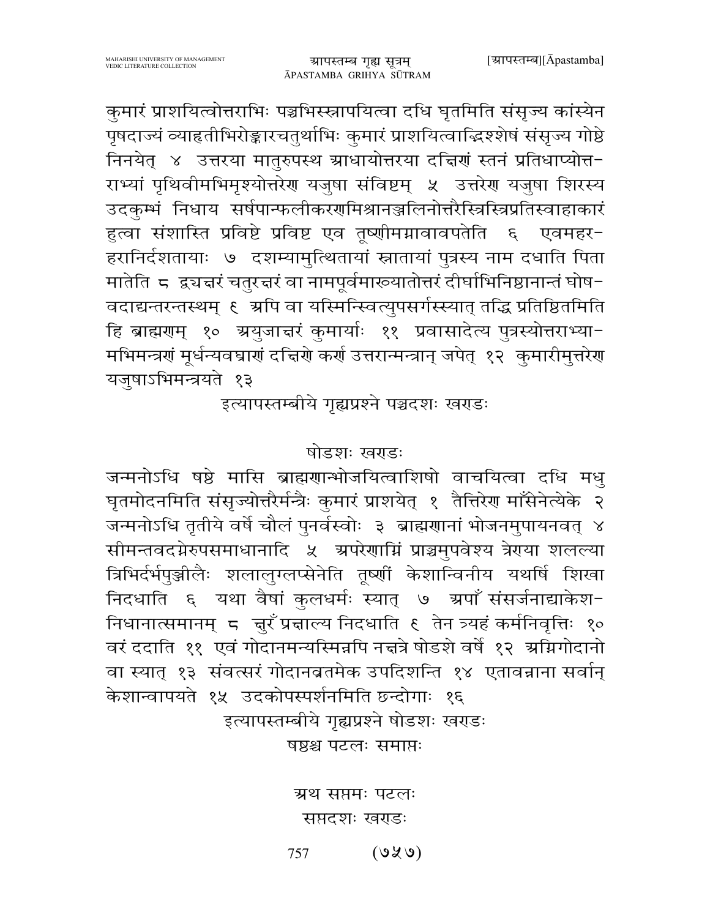कुमारं प्राशयित्वोत्तराभिः पञ्चभिस्स्नापयित्वा दधि घृतमिति संसृज्य कांस्येन पृषदाज्यं व्याहृतीभिरोङ्कारचतुर्थाभिः कुमारं प्राशयित्वाद्भिश्शेषं संसृज्य गोष्ठे निनयेत् ४ उत्तरया मातुरुपस्थ आधायोत्तरया दक्षिणं स्तनं प्रतिधाप्योत्तराभ्यां पृथिवीमभिमृश्योत्तरेण यजुषा संविष्टम् ५ उत्तरेण यजुषा शिरस्य उदकुम्भं निधाय सर्षपान्फलीकरणमिश्रानञ्जलिनोत्तरैस्त्रिस्त्रिप्रतिस्वाहाकारं हुत्वा संशास्ति प्रविष्टे प्रविष्ट एव तूष्णीमग्नावावपतेति ६ एवमहरहरानिर्दशतायाः ७ दशम्यामुत्थितायां स्नातायां पुत्रस्य नाम दधाति पिता मातेति ८ द्व्यक्षरं चतुरक्षरं वा नामपूर्वमाख्यातोत्तरं दीर्घाभिनिष्ठानान्तं घोषवदाद्यन्तरन्तस्थम् ९ अपि वा यस्मिन्स्वित्युपसर्गस्स्यात् तद्धि प्रतिष्ठितमिति हि ब्राह्मणम् १० अयुजाक्षरं कुमार्याः ११ प्रवासादेत्य पुत्रस्योत्तराभ्यामभिमन्त्रणं मूर्धन्यवघ्राणं दक्षिणे कर्ण उत्तरान्मन्त्रान् जपेत् १२ कुमारीमुत्तरेण यजुषाऽभिमन्त्रयते १३

इत्यापस्तम्बीये गृह्यप्रश्ने पञ्चदशः खण्डः

षोडशः खण्डः

जन्मनोऽधि षष्ठे मासि ब्राह्मणान्भोजयित्वाशिषो वाचयित्वा दधि मधु घृतमोदनमिति संसृज्योत्तरैर्मन्त्रैः कुमारं प्राशयेत् १ तैत्तिरेण माँसेनेत्येके २ जन्मनोऽधि तृतीये वर्षे चौलं पुनर्वस्वोः ३ ब्राह्मणानां भोजनमुपायनवत् ४ सीमन्तवदग्नेरुपसमाधानादि ५ अपरेणाग्निं प्राञ्चमुपवेश्य त्रेण्या शलल्या त्रिभिर्दर्भपुञ्जीलैः शलालुग्लप्सेनेति तूष्णीं केशान्विनीय यथर्षि शिखा निदधाति ६ यथा वैषां कुलधर्मः स्यात् ७ अपाँ संसर्जनाद्याकेशनिधानात्समानम् ८ क्षुरँ प्रक्षाल्य निदधाति ९ तेन त्र्यहं कर्मनिवृत्तिः १० वरं ददाति ११ एवं गोदानमन्यस्मिन्नपि नक्षत्रे षोडशे वर्षे १२ अग्निगोदानो वा स्यात् १३ संवत्सरं गोदानव्रतमेक उपदिशन्ति १४ एतावन्नाना सर्वान् केशान्वापयते १५ उदकोपस्पर्शनमिति छन्दोगाः १६

इत्यापस्तम्बीये गृह्यप्रश्ने षोडशः खण्डः

षष्ठश्च पटलः समाप्तः

अथ सप्तमः पटलः

सप्तदशः खण्डः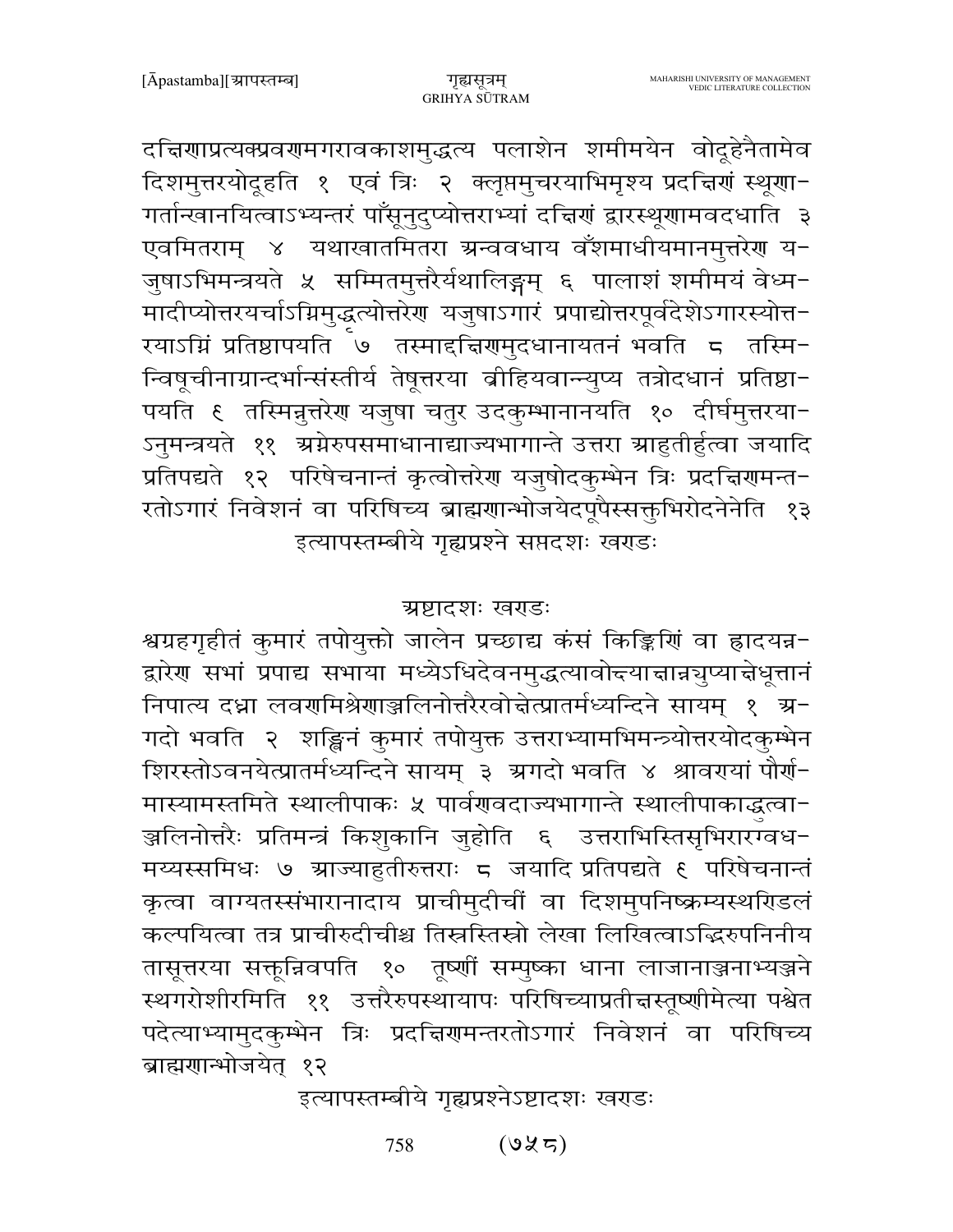दक्षिणाप्रत्यक्प्रवणमगारावकाशमुद्धत्य पलाशेन शमीमयेन वोदूहेनैतामेव दिशमुत्तरयोदूहति १ एवं त्रिः २ क्लृप्तमुचरयाभिमृश्य प्रदक्षिणं स्थूणा-गर्तान्खानयित्वाऽभ्यन्तरं पाँसूनुदुप्योत्तराभ्यां दक्षिणं द्वारस्थूणामवदधाति ३ एवमितराम् ४ यथाखातमितरा अन्ववधाय वँशमाधीयमानमुत्तरेण य-जुषाऽभिमन्त्रयते ५ सम्मितमुत्तरैर्यथालिङ्गम् ६ पालाशं शमीमयं वेध्म-मादीप्योत्तरयर्चाऽग्निमुद्धृत्योत्तरेण यजुषाऽगारं प्रपाद्योत्तरपूर्वदेशेऽगारस्योत्त-रयाऽग्निं प्रतिष्ठापयति ७ तस्माद्दक्षिणमुदधानायतनं भवति ८ तस्मि-न्विषूचीनाग्रान्दर्भान्संस्तीर्य तेषूत्तरया व्रीहियवान्युप्य तत्रोदधानं प्रतिष्ठा-पयति ९ तस्मिन्नुत्तरेण यजुषा चतुर उदकुम्भानानयति १० दीर्घमुत्तरया-ऽनुमन्त्रयते ११ अग्नेरुपसमाधानाद्याज्यभागान्ते उत्तरा आहुतीर्हुत्वा जयादि प्रतिपद्यते १२ परिषेचनान्तं कृत्वोत्तरेण यजुषोदकुम्भेन त्रिः प्रदक्षिणमन्त-रतोऽगारं निवेशनं वा परिषिच्य ब्राह्मणान्भोजयेदपूपैस्सक्तुभिरोदनेनेति १३

इत्यापस्तम्बीये गृह्यप्रश्ने सप्तदशः खण्डः

## अष्टादशः खण्डः

श्वग्रहगृहीतं कुमारं तपोयुक्तो जालेन प्रच्छाद्य कंसं किङ्किणिं वा ह्वादयन्न-द्वारेण सभां प्रपाद्य सभाया मध्येऽधिदेवनमुद्धत्यावोक्ष्याक्षान्नयुप्याक्षेधूत्तानं निपात्य दध्ना लवणमिश्रेणाञ्जलिनोत्तरैरवोक्षेत्प्रातर्मध्यन्दिने सायम् १ अ-गदो भवति २ शङ्खिनं कुमारं तपोयुक्त उत्तराभ्यामभिमन्त्र्योत्तरयोदकुम्भेन शिरस्तोऽवनयेत्प्रातर्मध्यन्दिने सायम् ३ अगदो भवति ४ श्रावण्यां पौर्ण-मास्यामस्तमिते स्थालीपाकः ५ पार्वणवदाज्यभागान्ते स्थालीपाकाद्धुत्वा-ञ्जलिनोत्तरैः प्रतिमन्त्रं किशुकानि जुहोति ६ उत्तराभिस्तिसृभिरारग्वध-मय्यस्समिधः ७ आज्याहुतीरुत्तराः ८ जयादि प्रतिपद्यते ९ परिषेचनान्तं कृत्वा वाग्यतस्संभारानादाय प्राचीमुदीचीं वा दिशमुपनिष्क्रम्यस्थण्डिलं कल्पयित्वा तत्र प्राचीरुदीचीश्च तिस्रस्तिस्रो लेखा लिखित्वाऽद्भिरुपनिनीय तासूत्तरया सक्तून्निवपति १० तूष्णीं सम्पुष्का धाना लाजानाञ्जनाभ्यञ्जने स्थगरोशीरमिति ११ उत्तरैरुपस्थायापः परिषिच्याप्रतीक्षस्तूष्णीमेत्या पश्वेत पदेत्याभ्यामुदकुम्भेन त्रिः प्रदक्षिणमन्तरतोऽगारं निवेशनं वा परिषिच्य ब्राह्मणान्भोजयेत् १२

इत्यापस्तम्बीये गृह्यप्रश्नेऽष्टादशः खण्डः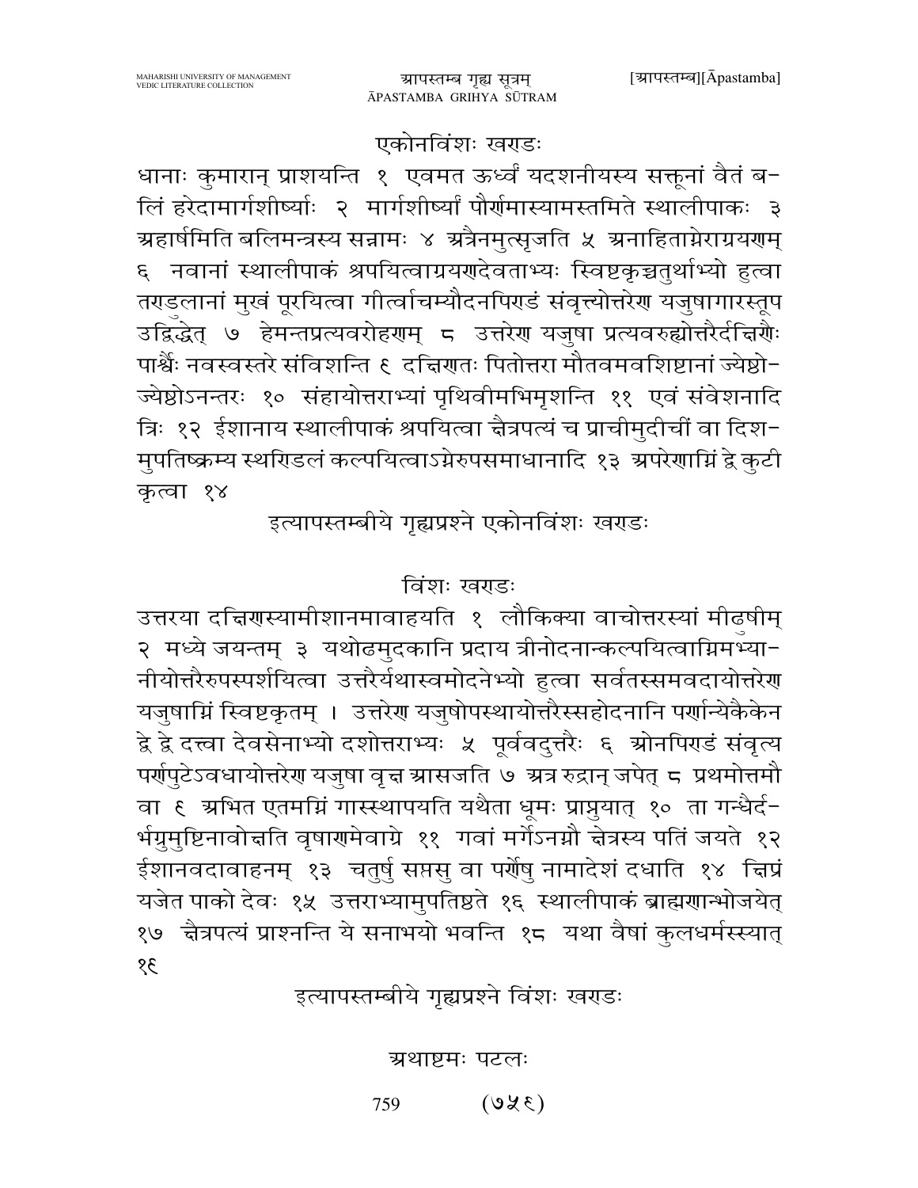## एकोनविंशः खण्डः

धानाः कुमारान् प्राशयन्ति १ एवमत ऊर्ध्वं यदशनीयस्य सक्तूनां वैतं बलिं हरेदामार्गशीर्ष्याः २ मार्गशीर्ष्यां पौर्णमास्यामस्तमिते स्थालीपाकः ३ अहार्षमिति बलिमन्त्रस्य सन्नामः ४ अत्रैनमुत्सृजति ५ अनाहिताग्नेराग्रयणम् ६ नवानां स्थालीपाकं श्रपयित्वाग्रयणदेवताभ्यः स्विष्टकृच्चतुर्थाभ्यो हुत्वा तण्डुलानां मुखं पूरयित्वा गीर्त्वाचम्यौदनपिण्डं संवृत्त्योत्तरेण यजुषागारस्तूप उद्विद्धेत् ७ हेमन्तप्रत्यवरोहणम् ८ उत्तरेण यजुषा प्रत्यवरुह्योत्तरैर्दक्षिणैः पार्श्वैः नवस्वस्तरे संविशन्ति ९ दक्षिणतः पितोत्तरा मौतवमवशिष्टानां ज्येष्ठो-ज्येष्ठोऽनन्तरः १० संहायोत्तराभ्यां पृथिवीमभिमृशन्ति ११ एवं संवेशनादि त्रिः १२ ईशानाय स्थालीपाकं श्रपयित्वा क्षैत्रपत्यं च प्राचीमुदीचीं वा दिशमुपतिष्क्रम्य स्थण्डिलं कल्पयित्वाऽग्नेरुपसमाधानादि १३ अपरेणाग्निं द्वे कुटी कृत्वा १४

इत्यापस्तम्बीये गृह्यप्रश्ने एकोनविंशः खण्डः

## विंशः खण्डः

उत्तरया दक्षिणस्यामीशानमावाहयति १ लौकिक्या वाचोत्तरस्यां मीढुषीम् २ मध्ये जयन्तम् ३ यथोढमुदकानि प्रदाय त्रीनोदनान्कल्पयित्वाग्निमभ्यानीयोत्तरैरुपस्पर्शयित्वा उत्तरैर्यथास्वमोदनेभ्यो हुत्वा सर्वतस्समवदायोत्तरेण यजुषाग्निं स्विष्टकृतम् । उत्तरेण यजुषोपस्थायोत्तरैस्सहोदनानि पर्णान्येकैकेन द्वे द्वे दत्त्वा देवसेनाभ्यो दशोत्तराभ्यः ५ पूर्ववदुत्तरैः ६ ओनपिण्डं संवृत्य पर्णपुटेऽवधायोत्तरेण यजुषा वृक्ष आसजति ७ अत्र रुद्रान् जपेत् ८ प्रथमोत्तमौ वा ९ अभित एतमग्निं गास्स्थापयति यथैता धूमः प्राप्नुयात् १० ता गन्धैर्दर्भग्रमुष्टिनावोक्षति वृषाणमेवाग्रे ११ गवां मर्गेऽनग्नौ क्षेत्रस्य पतिं जयते १२ ईशानवदावाहनम् १३ चतुर्षु सप्तसु वा पर्णेषु नामादेशं दधाति १४ क्षिप्रं यजेत पाको देवः १५ उत्तराभ्यामुपतिष्ठते १६ स्थालीपाकं ब्राह्मणान्भोजयेत् १७ क्षैत्रपत्यं प्राश्नन्ति ये सनाभयो भवन्ति १८ यथा वैषां कुलधर्मस्स्यात् १९

इत्यापस्तम्बीये गृह्यप्रश्ने विंशः खण्डः

अथाष्टमः पटलः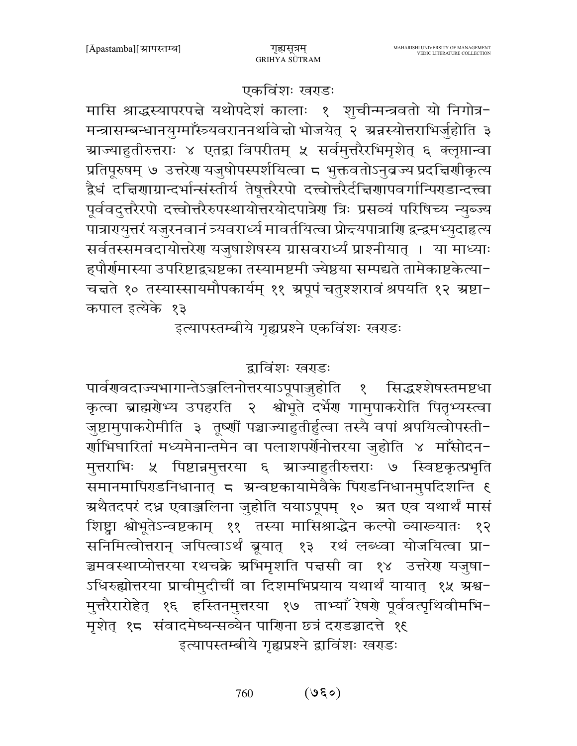## एकविंशः खराडः

मासि श्राद्धस्यापरपक्षे यथोपदेशं कालाः १ शुचीन्मन्त्रवतो यो निगोत्र-मन्त्रासम्बन्धानयुग्माँस्त्र्यवराननर्थावेक्षो भोजयेत् २ अन्नस्योत्तराभिर्जुहोति ३ आज्याहुतीरुत्तराः ४ एतद्वा विपरीतम् ५ सर्वमुत्तरैरभिमृशेत् ६ क्लृप्तान्वा प्रतिपूरुषम् ७ उत्तरेण यजुषोपस्पर्शयित्वा ८ भुक्तवतोऽनुव्रज्य प्रदक्षिणीकृत्य द्वैधं दक्षिणाग्रान्दर्भान्संस्तीर्य तेषूत्तरैरपो दत्त्वोत्तरैर्दक्षिणापवर्गान्पिराडान्दत्त्वा पूर्ववदुत्तरैरपो दत्त्वोत्तरैरुपस्थायोत्तरयोदपात्रेण त्रिः प्रसव्यं परिषिच्य न्युब्ज्य पात्राराययुत्तरं यजुरनवानं त्र्यवरार्ध्य मावर्तयित्वा प्रोक्ष्यपात्राणि द्वन्द्वमभ्युदाहृत्य सर्वतस्समवदायोत्तरेण यजुषाशेषस्य ग्रासवरार्ध्यं प्राश्नीयात् । या माध्याः हपौर्णमास्या उपरिष्टाद्व्यष्टका तस्यामष्टमी ज्येष्ठया सम्पद्यते तामेकाष्टकेत्या-चक्षते १० तस्यास्सायमौपकार्यम् ११ अपूपं चतुश्शरावं श्रपयति १२ अष्टा-कपाल इत्येके १३

इत्यापस्तम्बीये गृह्यप्रश्ने एकविंशः खराडः

## द्वाविंशः खराडः

पार्वणवदाज्यभागान्तेऽञ्जलिनोत्तरयाऽपूपाज्जुहोति १ सिद्धश्शेषस्तमष्टधा कृत्वा ब्राह्मणेभ्य उपहरति २ श्वोभूते दर्भेण गामुपाकरोति पितृभ्यस्त्वा जुष्टामुपाकरोमीति ३ तूष्णीं पञ्चाज्याहुतीर्हुत्वा तस्यै वपां श्रपयित्वोपस्ती-र्णाभिघारितां मध्यमेनान्तमेन वा पलाशपर्णेनोत्तरया जुहोति ४ माँसोदन-मुत्तराभिः ५ पिष्टान्नमुत्तरया ६ आज्याहुतीरुत्तराः ७ स्विष्टकृत्प्रभृति समानमापिराडनिधानात् ८ अन्वष्टकायामेवैके पिराडनिधानमुपदिशन्ति ९ अथैतदपरं दध्न एवाञ्जलिना जुहोति ययाऽपूपम् १० अत एव यथार्थं मासं शिष्ट्वा श्वोभूतेऽन्वष्टकाम् ११ तस्या मासिश्राद्धेन कल्पो व्याख्यातः १२ सनिमित्वोत्तरान् जपित्वाऽर्थं ब्रूयात् १३ रथं लब्ध्वा योजयित्वा प्रा-ञ्चमवस्थाप्योत्तरया रथचक्रे अभिमृशति पक्षसी वा १४ उत्तरेण यजुषा-ऽधिरुह्योत्तरया प्राचीमुदीचीं वा दिशमभिप्रयाय यथार्थं यायात् १५ अश्व-मुत्तरैरारोहेत् १६ हस्तिनमुत्तरया १७ ताभ्याँ रेषणे पूर्ववत्पृथिवीमभि-मृशेत् १८ संवादमेष्यन्सव्येन पाणिना छत्रं दराडञ्चादत्ते १९

इत्यापस्तम्बीये गृह्यप्रश्ने द्वाविंशः खराडः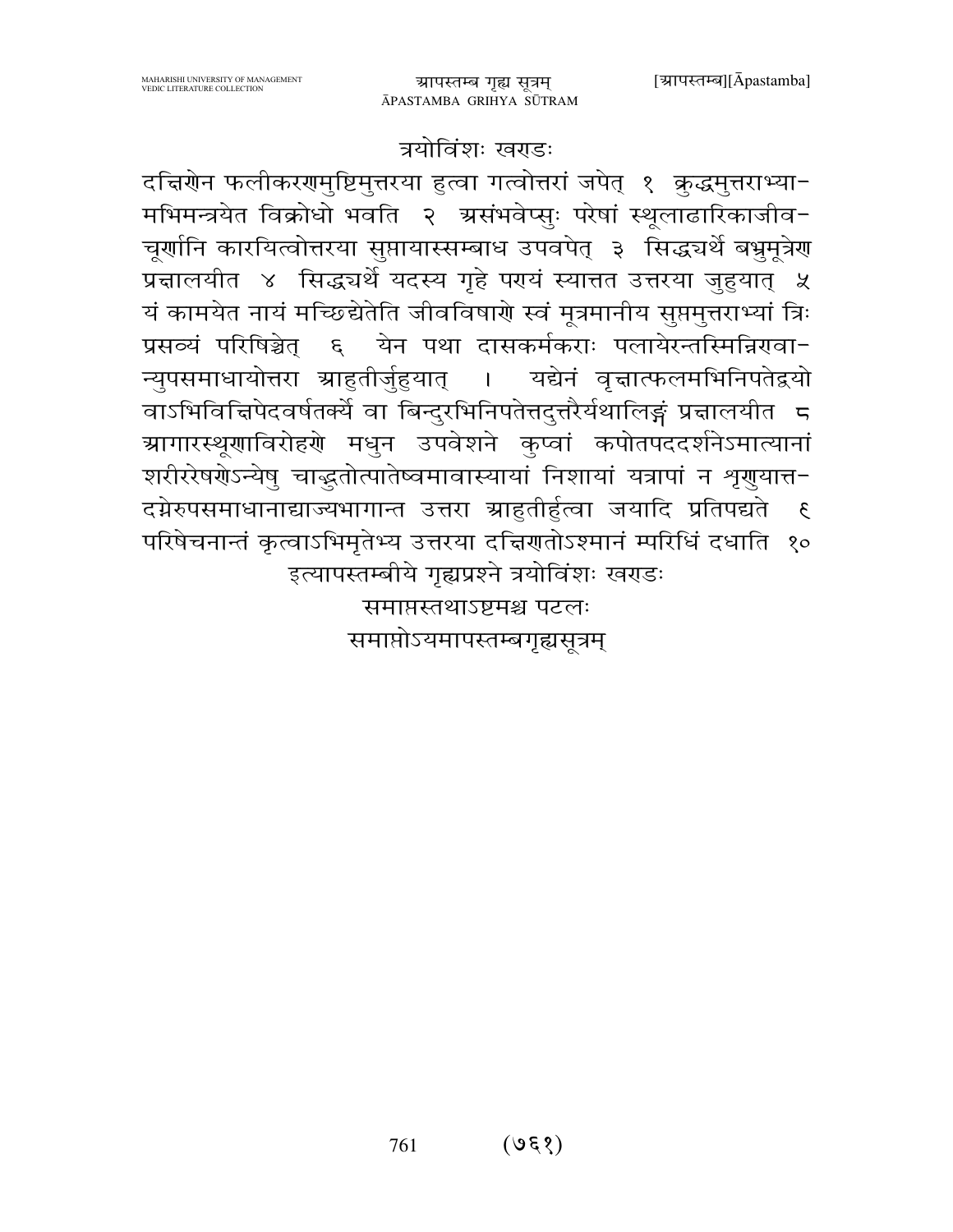## त्रयोविंशः खण्डः

दक्षिणेन फलीकरणमुष्टिमुत्तरया हुत्वा गत्वोत्तरां जपेत् १ क्रुद्धमुत्तराभ्यामभिमन्त्रयेत विक्रोधो भवति २ असंभवेप्सुः परेषां स्थूलाढारिकाजीवचूर्णानि कारयित्वोत्तरया सुप्तायास्सम्बाध उपवपेत् ३ सिद्ध्यर्थे बभ्रुमूत्रेण प्रक्षालयीत ४ सिद्ध्यर्थे यदस्य गृहे पण्यं स्यात्तत उत्तरया जुहुयात् ५ यं कामयेत नायं मच्छिद्येतेति जीवविषाणे स्वं मूत्रमानीय सुप्तमुत्तराभ्यां त्रिः प्रसव्यं परिषिञ्चेत् ६ येन पथा दासकर्मकराः पलायेरन्तस्मिन्निण्वान्युपसमाधायोत्तरा आहुतीर्जुहुयात् । यद्येनं वृक्षात्फलमभिनिपतेद्वयो वाऽभिविक्षिपेदवर्षतर्क्ये वा बिन्दुरभिनिपतेत्तदुत्तरैर्यथालिङ्गं प्रक्षालयीत ८ आगारस्थूणाविरोहणे मधुन उपवेशने कुप्वां कपोतपददर्शनेऽमात्यानां शरीररेषणेऽन्येषु चाद्भुतोत्पातेष्वमावास्यायां निशायां यत्रापां न शृणुयात्तदग्नेरुपसमाधानाद्याज्यभागान्त उत्तरा आहुतीर्हुत्वा जयादि प्रतिपद्यते ९ परिषेचनान्तं कृत्वाऽभिमृतेभ्य उत्तरया दक्षिणतोऽश्मानं म्परिधिं दधाति १०

इत्यापस्तम्बीये गृह्यप्रश्ने त्रयोविंशः खण्डः

समाप्तस्तथाऽष्टमश्च पटलः

समाप्तोऽयमापस्तम्बगृह्यसूत्रम्